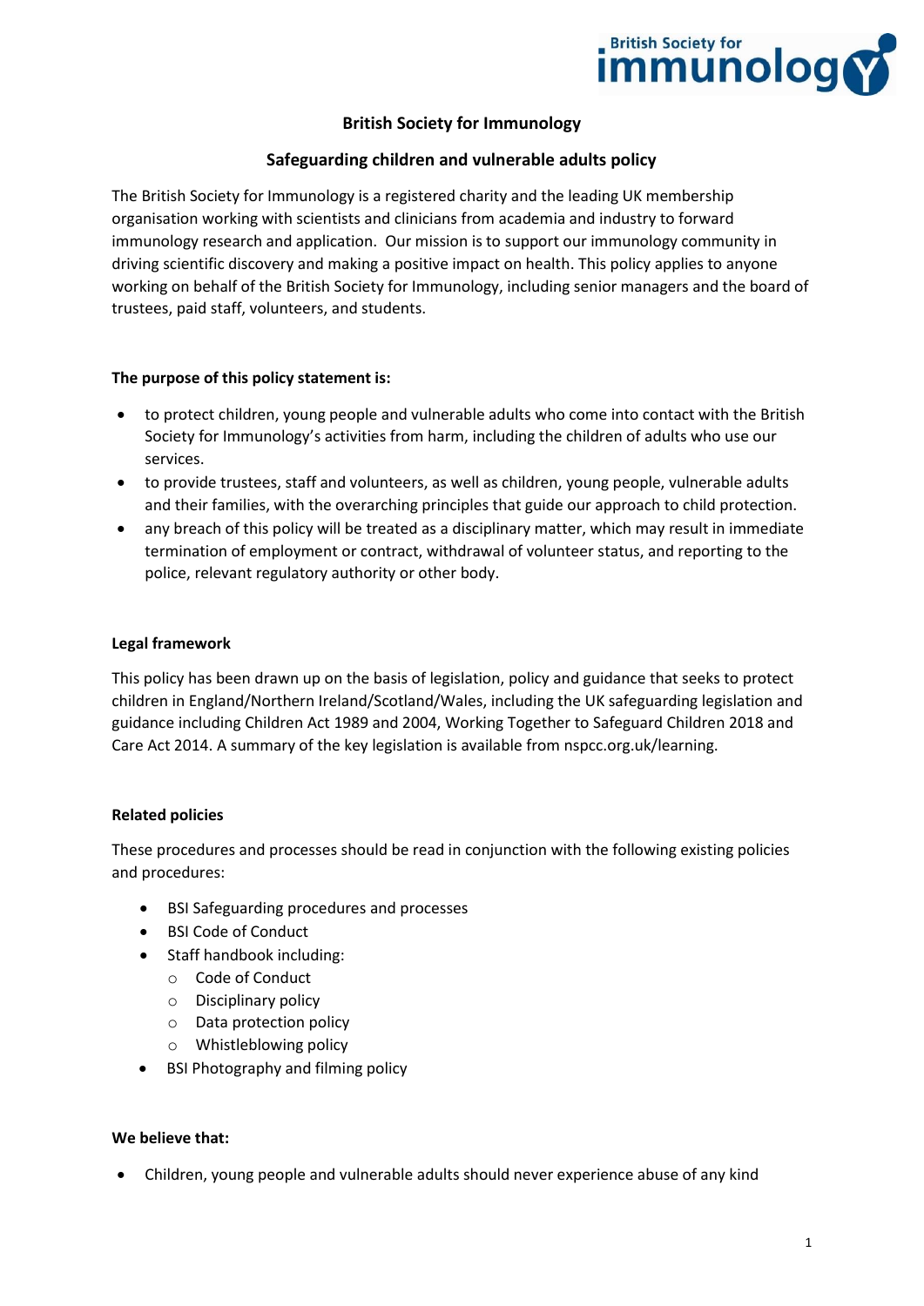# British Society for Immunology

## Safeguarding children and vulnerable adults policy

The British Society for Immunology is a registered charity and the leading UK membership organisation working with scientists and clinicians from academia and industry to forward immunology research and application. Our mission is to support our immunology community in driving scientific discovery and making a positive impact on health. This policy applies to anyone working on behalf of the British Society for Immunology, including senior managers and the board of trustees, paid staff, volunteers, and students.

**The purpose of this policy statement is:**

- to protect children, young people and vulnerable adults who come into contact with the British Society for Immunology's activities from harm, including the children of adults who use our services.
- to provide trustees, staff and volunteers, as well as children, young people, vulnerable adults and their families, with the overarching principles that guide our approach to child protection.
- any breach of this policy will be treated as a disciplinary matter, which may result in immediate termination of employment or contract, withdrawal of volunteer status, and reporting to the police, relevant regulatory authority or other body.

**Legal framework**

This policy has been drawn up on the basis of legislation, policy and guidance that seeks to protect children in England/Northern Ireland/Scotland/Wales, including the UK safeguarding legislation and guidance including Children Act 1989 and 2004, Working Together to Safeguard Children 2018 and Care Act 2014. A summary of the key legislation is available from nspcc.org.uk/learning.

**Related policies**

These procedures and processes should be read in conjunction with the following existing policies and procedures:

- BSI Safeguarding procedures and processes
- BSI Code of Conduct
- Staff handbook including:
  - Code of Conduct
  - Disciplinary policy
  - Data protection policy
  - Whistleblowing policy
- BSI Photography and filming policy

**We believe that:**

- Children, young people and vulnerable adults should never experience abuse of any kind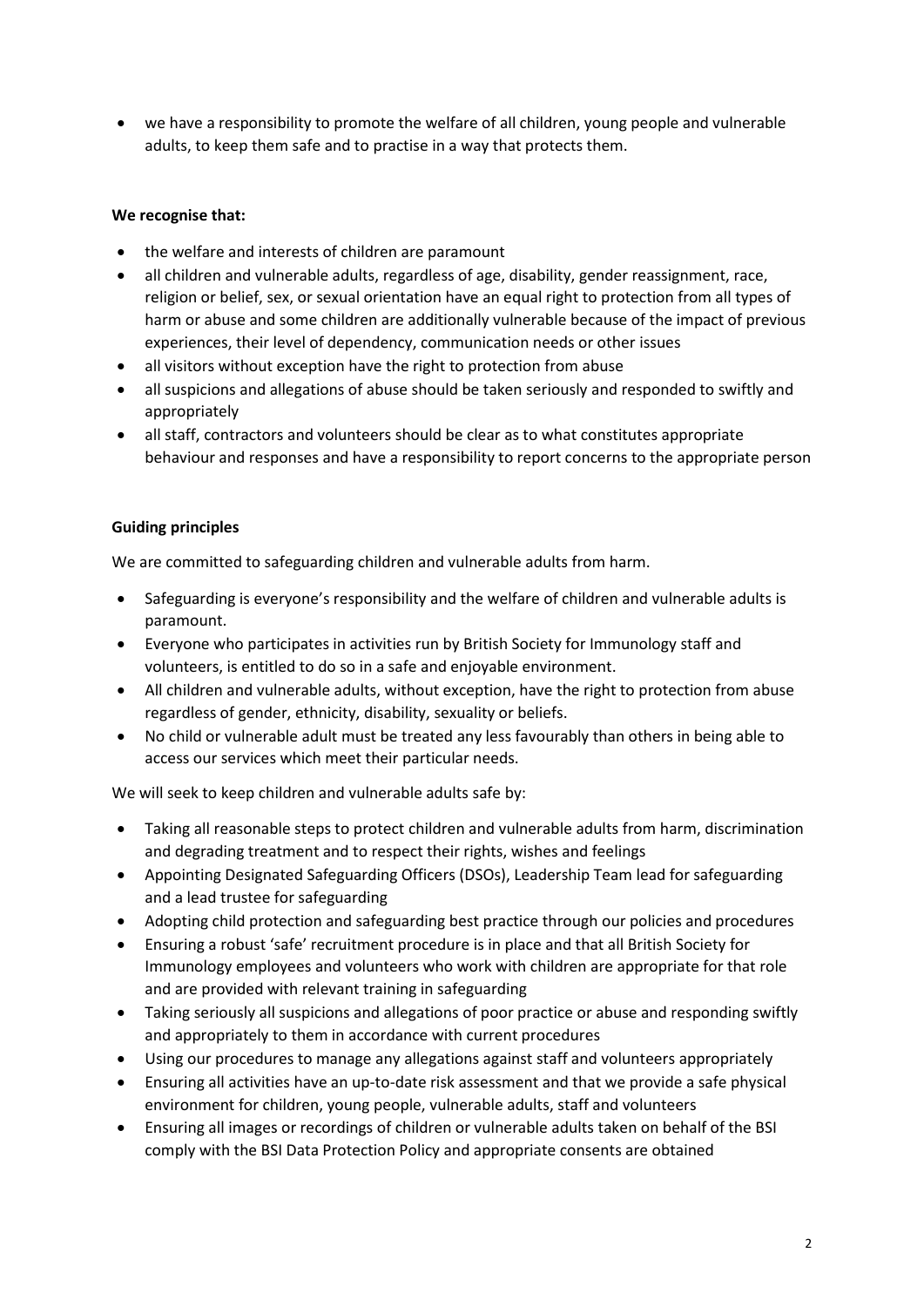- we have a responsibility to promote the welfare of all children, young people and vulnerable adults, to keep them safe and to practise in a way that protects them.

**We recognise that:**

- the welfare and interests of children are paramount
- all children and vulnerable adults, regardless of age, disability, gender reassignment, race, religion or belief, sex, or sexual orientation have an equal right to protection from all types of harm or abuse and some children are additionally vulnerable because of the impact of previous experiences, their level of dependency, communication needs or other issues
- all visitors without exception have the right to protection from abuse
- all suspicions and allegations of abuse should be taken seriously and responded to swiftly and appropriately
- all staff, contractors and volunteers should be clear as to what constitutes appropriate behaviour and responses and have a responsibility to report concerns to the appropriate person

**Guiding principles**

We are committed to safeguarding children and vulnerable adults from harm.

- Safeguarding is everyone's responsibility and the welfare of children and vulnerable adults is paramount.
- Everyone who participates in activities run by British Society for Immunology staff and volunteers, is entitled to do so in a safe and enjoyable environment.
- All children and vulnerable adults, without exception, have the right to protection from abuse regardless of gender, ethnicity, disability, sexuality or beliefs.
- No child or vulnerable adult must be treated any less favourably than others in being able to access our services which meet their particular needs.

We will seek to keep children and vulnerable adults safe by:

- Taking all reasonable steps to protect children and vulnerable adults from harm, discrimination and degrading treatment and to respect their rights, wishes and feelings
- Appointing Designated Safeguarding Officers (DSOs), Leadership Team lead for safeguarding and a lead trustee for safeguarding
- Adopting child protection and safeguarding best practice through our policies and procedures
- Ensuring a robust 'safe' recruitment procedure is in place and that all British Society for Immunology employees and volunteers who work with children are appropriate for that role and are provided with relevant training in safeguarding
- Taking seriously all suspicions and allegations of poor practice or abuse and responding swiftly and appropriately to them in accordance with current procedures
- Using our procedures to manage any allegations against staff and volunteers appropriately
- Ensuring all activities have an up-to-date risk assessment and that we provide a safe physical environment for children, young people, vulnerable adults, staff and volunteers
- Ensuring all images or recordings of children or vulnerable adults taken on behalf of the BSI comply with the BSI Data Protection Policy and appropriate consents are obtained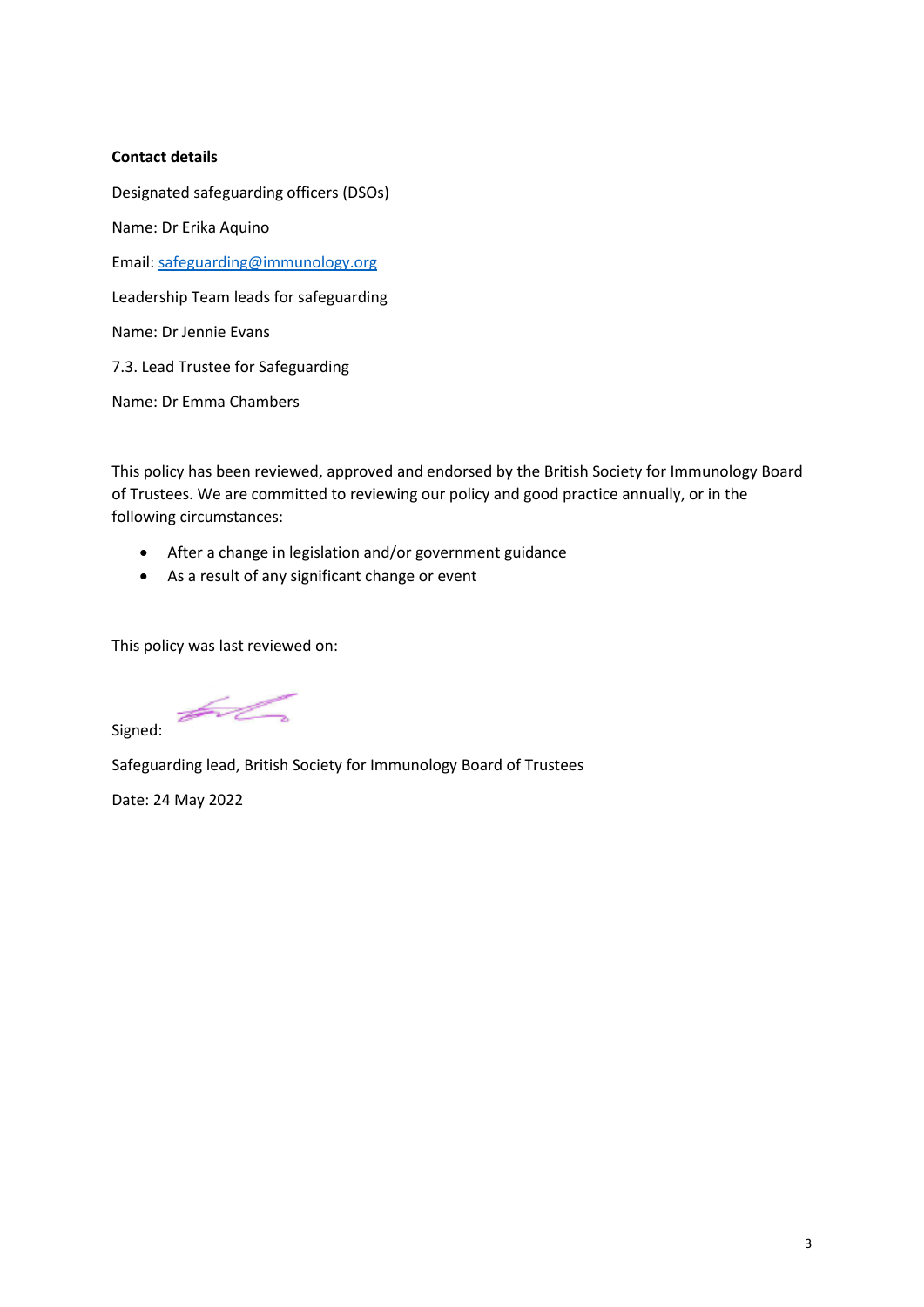**Contact details**

Designated safeguarding officers (DSOs)

Name: Dr Erika Aquino

Email: [safeguarding@immunology.org](mailto:safeguarding@immunology.org)

Leadership Team leads for safeguarding

Name: Dr Jennie Evans

7.3. Lead Trustee for Safeguarding

Name: Dr Emma Chambers

This policy has been reviewed, approved and endorsed by the British Society for Immunology Board of Trustees. We are committed to reviewing our policy and good practice annually, or in the following circumstances:

- After a change in legislation and/or government guidance
- As a result of any significant change or event

This policy was last reviewed on:

Signed:

Safeguarding lead, British Society for Immunology Board of Trustees

Date: 24 May 2022